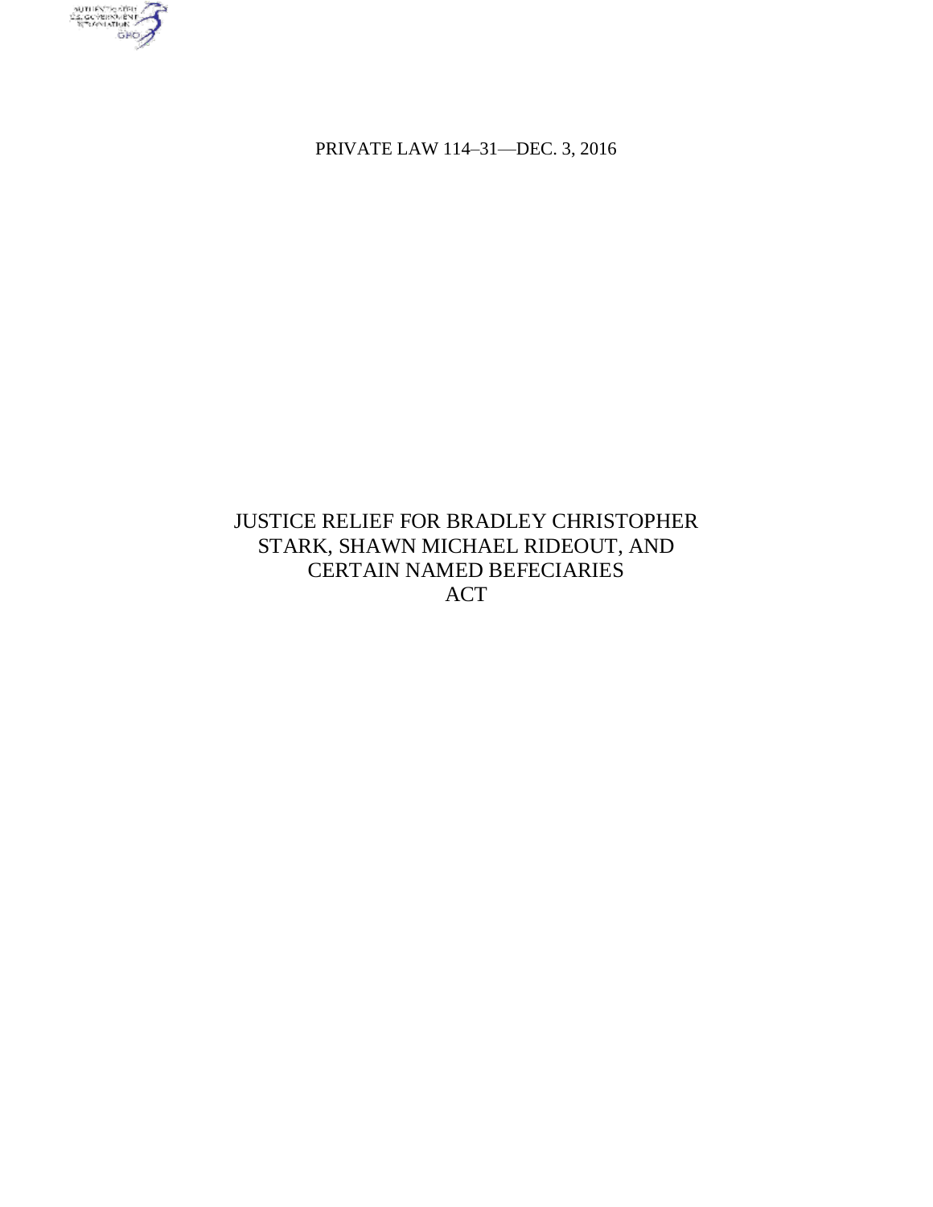PRIVATE LAW 114–31—DEC. 3, 2016

# JUSTICE RELIEF FOR BRADLEY CHRISTOPHER STARK, SHAWN MICHAEL RIDEOUT, AND CERTAIN NAMED BEFECIARIES ACT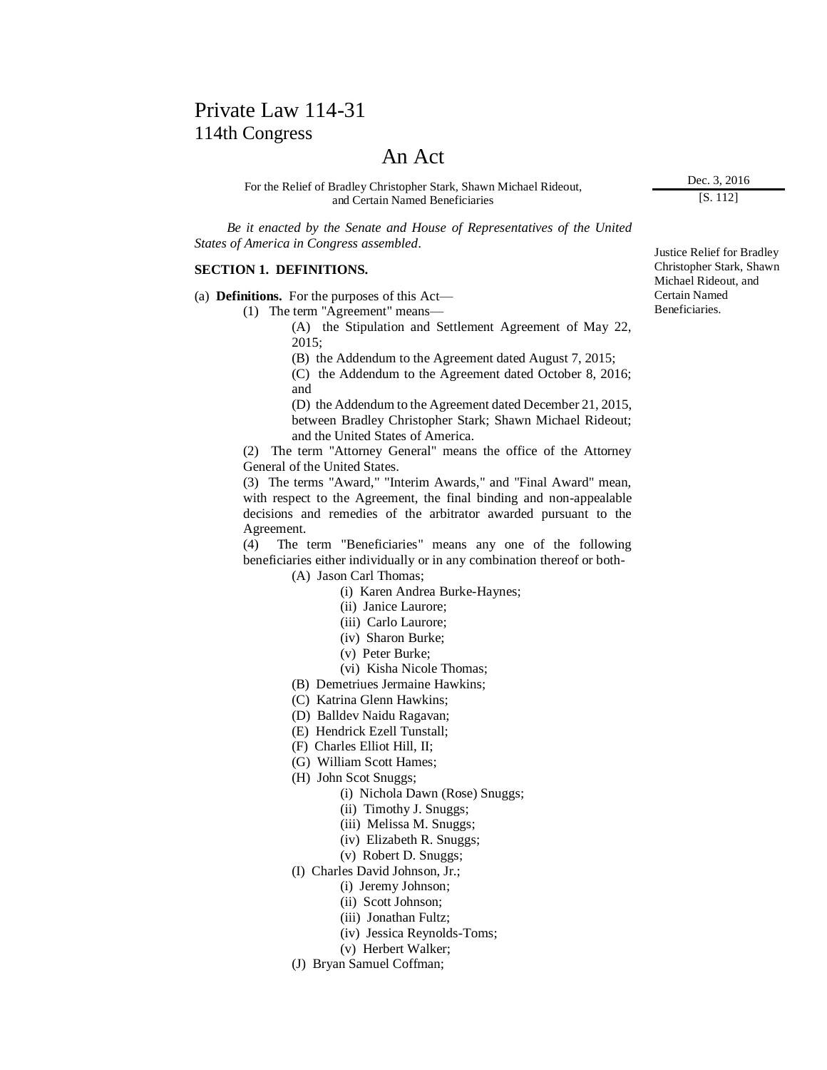# Private Law 114-31
## 114th Congress

# An Act

For the Relief of Bradley Christopher Stark, Shawn Michael Rideout, and Certain Named Beneficiaries

Dec. 3, 2016
[S. 112]

*Be it enacted by the Senate and House of Representatives of the United States of America in Congress assembled*.

Justice Relief for Bradley Christopher Stark, Shawn Michael Rideout, and Certain Named Beneficiaries.

**SECTION 1. DEFINITIONS.**

(a) **Definitions.** For the purposes of this Act—

(1) The term "Agreement" means—

(A) the Stipulation and Settlement Agreement of May 22, 2015;

(B) the Addendum to the Agreement dated August 7, 2015;

(C) the Addendum to the Agreement dated October 8, 2016; and

(D) the Addendum to the Agreement dated December 21, 2015, between Bradley Christopher Stark; Shawn Michael Rideout; and the United States of America.

(2) The term "Attorney General" means the office of the Attorney General of the United States.

(3) The terms "Award," "Interim Awards," and "Final Award" mean, with respect to the Agreement, the final binding and non-appealable decisions and remedies of the arbitrator awarded pursuant to the Agreement.

(4) The term "Beneficiaries" means any one of the following beneficiaries either individually or in any combination thereof or both-

(A) Jason Carl Thomas;

(i) Karen Andrea Burke-Haynes;

(ii) Janice Laurore;

(iii) Carlo Laurore;

(iv) Sharon Burke;

(v) Peter Burke;

(vi) Kisha Nicole Thomas;

(B) Demetriues Jermaine Hawkins;

(C) Katrina Glenn Hawkins;

(D) Balldev Naidu Ragavan;

(E) Hendrick Ezell Tunstall;

(F) Charles Elliot Hill, II;

(G) William Scott Hames;

(H) John Scot Snuggs;

(i) Nichola Dawn (Rose) Snuggs;

(ii) Timothy J. Snuggs;

(iii) Melissa M. Snuggs;

(iv) Elizabeth R. Snuggs;

(v) Robert D. Snuggs;

(I) Charles David Johnson, Jr.;

(i) Jeremy Johnson;

(ii) Scott Johnson;

(iii) Jonathan Fultz;

(iv) Jessica Reynolds-Toms;

(v) Herbert Walker;

(J) Bryan Samuel Coffman;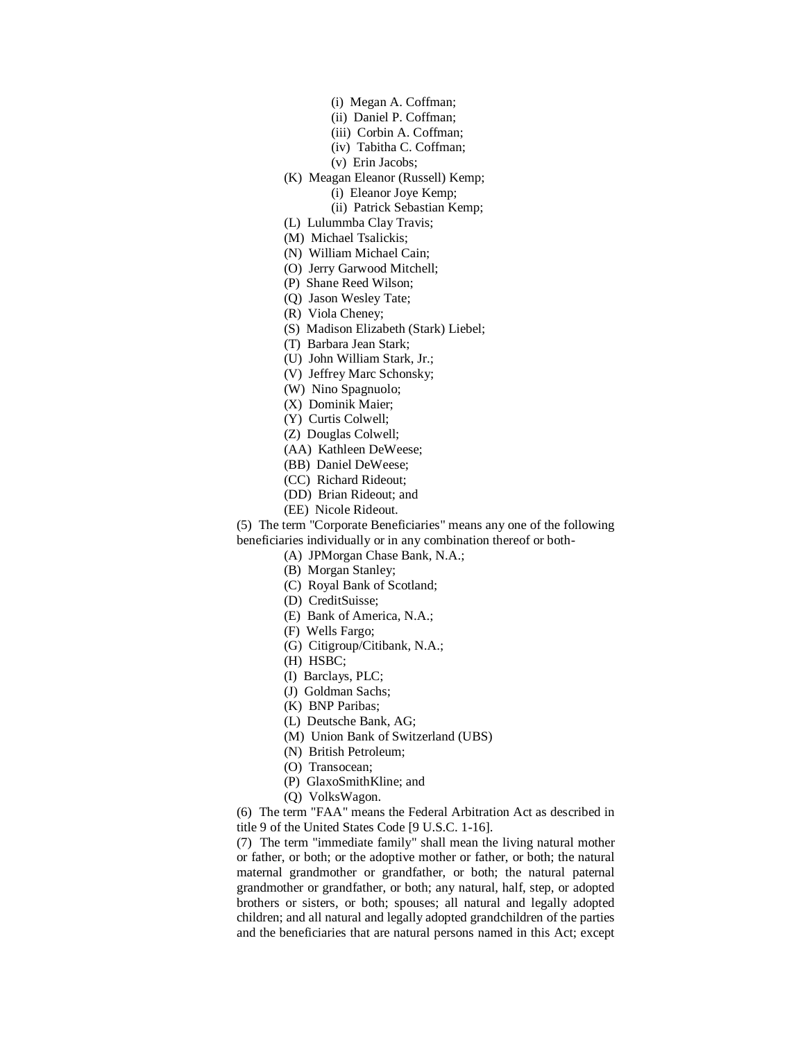(i) Megan A. Coffman;

(ii) Daniel P. Coffman;

(iii) Corbin A. Coffman;

(iv) Tabitha C. Coffman;

(v) Erin Jacobs;

(K) Meagan Eleanor (Russell) Kemp;

(i) Eleanor Joye Kemp;

(ii) Patrick Sebastian Kemp;

(L) Lulummba Clay Travis;

(M) Michael Tsalickis;

(N) William Michael Cain;

(O) Jerry Garwood Mitchell;

(P) Shane Reed Wilson;

(Q) Jason Wesley Tate;

(R) Viola Cheney;

(S) Madison Elizabeth (Stark) Liebel;

(T) Barbara Jean Stark;

(U) John William Stark, Jr.;

(V) Jeffrey Marc Schonsky;

(W) Nino Spagnuolo;

(X) Dominik Maier;

(Y) Curtis Colwell;

(Z) Douglas Colwell;

(AA) Kathleen DeWeese;

(BB) Daniel DeWeese;

(CC) Richard Rideout;

(DD) Brian Rideout; and

(EE) Nicole Rideout.

(5) The term "Corporate Beneficiaries" means any one of the following beneficiaries individually or in any combination thereof or both-

(A) JPMorgan Chase Bank, N.A.;

(B) Morgan Stanley;

(C) Royal Bank of Scotland;

(D) CreditSuisse;

(E) Bank of America, N.A.;

(F) Wells Fargo;

(G) Citigroup/Citibank, N.A.;

(H) HSBC;

(I) Barclays, PLC;

(J) Goldman Sachs;

(K) BNP Paribas;

(L) Deutsche Bank, AG;

(M) Union Bank of Switzerland (UBS)

(N) British Petroleum;

(O) Transocean;

(P) GlaxoSmithKline; and

(Q) VolksWagon.

(6) The term "FAA" means the Federal Arbitration Act as described in title 9 of the United States Code [9 U.S.C. 1-16].

(7) The term "immediate family" shall mean the living natural mother or father, or both; or the adoptive mother or father, or both; the natural maternal grandmother or grandfather, or both; the natural paternal grandmother or grandfather, or both; any natural, half, step, or adopted brothers or sisters, or both; spouses; all natural and legally adopted children; and all natural and legally adopted grandchildren of the parties and the beneficiaries that are natural persons named in this Act; except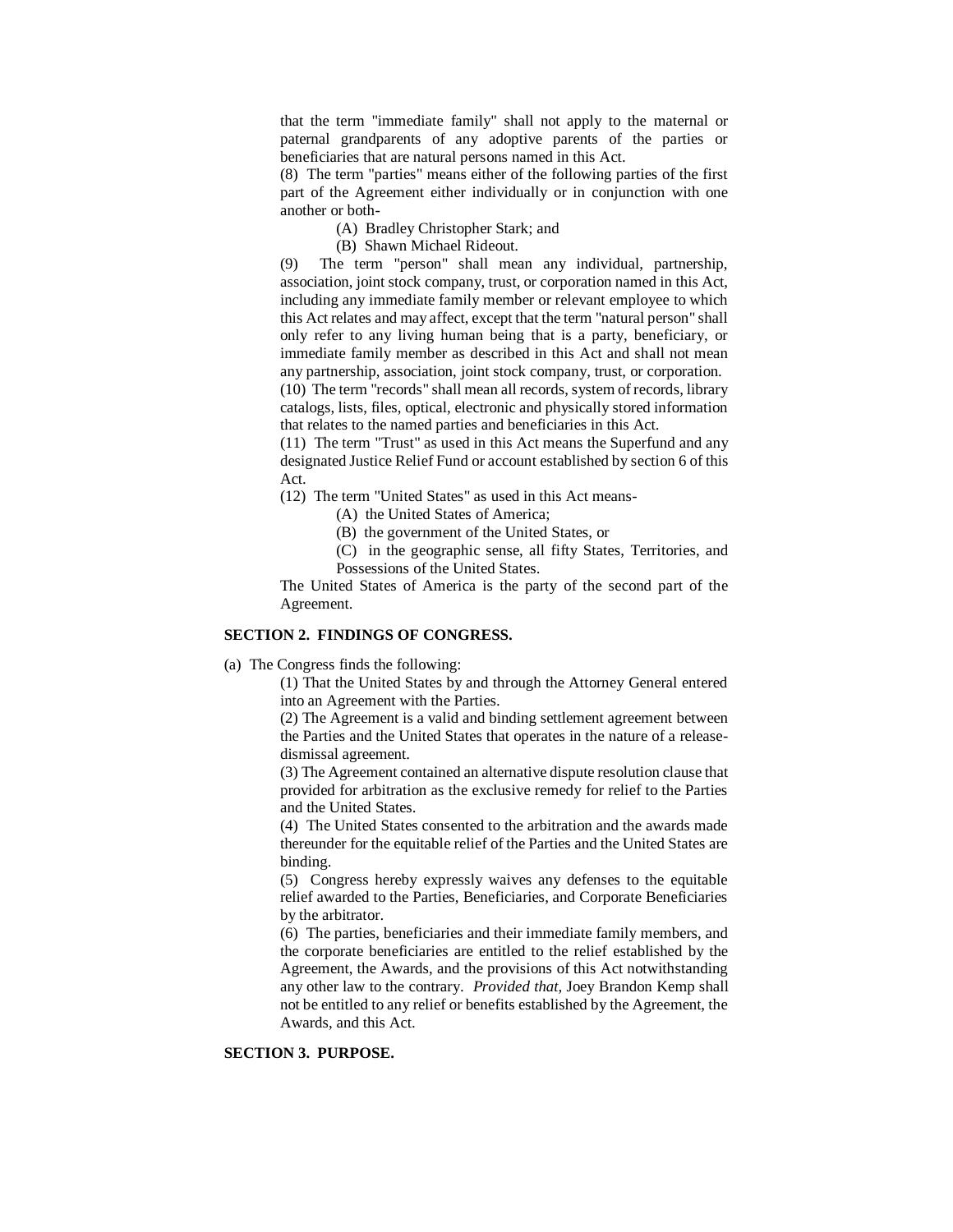that the term "immediate family" shall not apply to the maternal or paternal grandparents of any adoptive parents of the parties or beneficiaries that are natural persons named in this Act.

(8) The term "parties" means either of the following parties of the first part of the Agreement either individually or in conjunction with one another or both-

(A) Bradley Christopher Stark; and

(B) Shawn Michael Rideout.

(9) The term "person" shall mean any individual, partnership, association, joint stock company, trust, or corporation named in this Act, including any immediate family member or relevant employee to which this Act relates and may affect, except that the term "natural person" shall only refer to any living human being that is a party, beneficiary, or immediate family member as described in this Act and shall not mean any partnership, association, joint stock company, trust, or corporation.

(10) The term "records" shall mean all records, system of records, library catalogs, lists, files, optical, electronic and physically stored information that relates to the named parties and beneficiaries in this Act.

(11) The term "Trust" as used in this Act means the Superfund and any designated Justice Relief Fund or account established by section 6 of this Act.

(12) The term "United States" as used in this Act means-

(A) the United States of America;

(B) the government of the United States, or

(C) in the geographic sense, all fifty States, Territories, and Possessions of the United States.

The United States of America is the party of the second part of the Agreement.

**SECTION 2. FINDINGS OF CONGRESS.**

(a) The Congress finds the following:

(1) That the United States by and through the Attorney General entered into an Agreement with the Parties.

(2) The Agreement is a valid and binding settlement agreement between the Parties and the United States that operates in the nature of a release-dismissal agreement.

(3) The Agreement contained an alternative dispute resolution clause that provided for arbitration as the exclusive remedy for relief to the Parties and the United States.

(4) The United States consented to the arbitration and the awards made thereunder for the equitable relief of the Parties and the United States are binding.

(5) Congress hereby expressly waives any defenses to the equitable relief awarded to the Parties, Beneficiaries, and Corporate Beneficiaries by the arbitrator.

(6) The parties, beneficiaries and their immediate family members, and the corporate beneficiaries are entitled to the relief established by the Agreement, the Awards, and the provisions of this Act notwithstanding any other law to the contrary. *Provided that,* Joey Brandon Kemp shall not be entitled to any relief or benefits established by the Agreement, the Awards, and this Act.

**SECTION 3. PURPOSE.**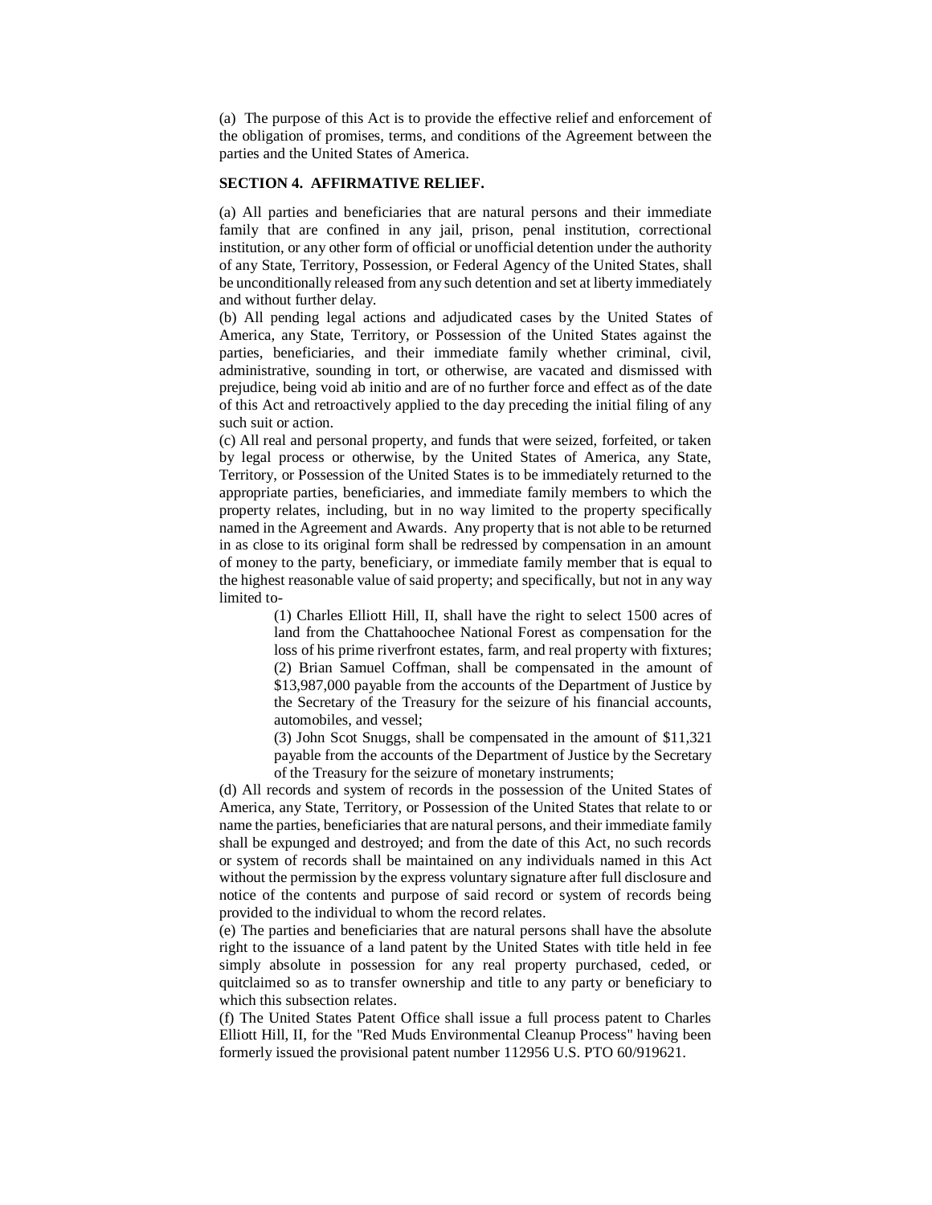(a) The purpose of this Act is to provide the effective relief and enforcement of the obligation of promises, terms, and conditions of the Agreement between the parties and the United States of America.

**SECTION 4. AFFIRMATIVE RELIEF.**

(a) All parties and beneficiaries that are natural persons and their immediate family that are confined in any jail, prison, penal institution, correctional institution, or any other form of official or unofficial detention under the authority of any State, Territory, Possession, or Federal Agency of the United States, shall be unconditionally released from any such detention and set at liberty immediately and without further delay.

(b) All pending legal actions and adjudicated cases by the United States of America, any State, Territory, or Possession of the United States against the parties, beneficiaries, and their immediate family whether criminal, civil, administrative, sounding in tort, or otherwise, are vacated and dismissed with prejudice, being void ab initio and are of no further force and effect as of the date of this Act and retroactively applied to the day preceding the initial filing of any such suit or action.

(c) All real and personal property, and funds that were seized, forfeited, or taken by legal process or otherwise, by the United States of America, any State, Territory, or Possession of the United States is to be immediately returned to the appropriate parties, beneficiaries, and immediate family members to which the property relates, including, but in no way limited to the property specifically named in the Agreement and Awards. Any property that is not able to be returned in as close to its original form shall be redressed by compensation in an amount of money to the party, beneficiary, or immediate family member that is equal to the highest reasonable value of said property; and specifically, but not in any way limited to-

> (1) Charles Elliott Hill, II, shall have the right to select 1500 acres of land from the Chattahoochee National Forest as compensation for the loss of his prime riverfront estates, farm, and real property with fixtures;
>
> (2) Brian Samuel Coffman, shall be compensated in the amount of $13,987,000 payable from the accounts of the Department of Justice by the Secretary of the Treasury for the seizure of his financial accounts, automobiles, and vessel;
>
> (3) John Scot Snuggs, shall be compensated in the amount of $11,321 payable from the accounts of the Department of Justice by the Secretary of the Treasury for the seizure of monetary instruments;

(d) All records and system of records in the possession of the United States of America, any State, Territory, or Possession of the United States that relate to or name the parties, beneficiaries that are natural persons, and their immediate family shall be expunged and destroyed; and from the date of this Act, no such records or system of records shall be maintained on any individuals named in this Act without the permission by the express voluntary signature after full disclosure and notice of the contents and purpose of said record or system of records being provided to the individual to whom the record relates.

(e) The parties and beneficiaries that are natural persons shall have the absolute right to the issuance of a land patent by the United States with title held in fee simply absolute in possession for any real property purchased, ceded, or quitclaimed so as to transfer ownership and title to any party or beneficiary to which this subsection relates.

(f) The United States Patent Office shall issue a full process patent to Charles Elliott Hill, II, for the "Red Muds Environmental Cleanup Process" having been formerly issued the provisional patent number 112956 U.S. PTO 60/919621.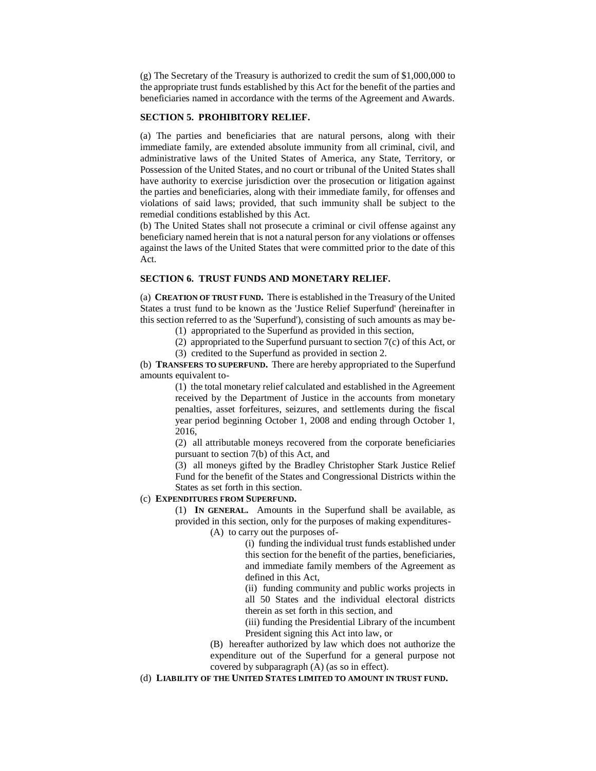(g) The Secretary of the Treasury is authorized to credit the sum of $1,000,000 to the appropriate trust funds established by this Act for the benefit of the parties and beneficiaries named in accordance with the terms of the Agreement and Awards.

### SECTION 5. PROHIBITORY RELIEF.

(a) The parties and beneficiaries that are natural persons, along with their immediate family, are extended absolute immunity from all criminal, civil, and administrative laws of the United States of America, any State, Territory, or Possession of the United States, and no court or tribunal of the United States shall have authority to exercise jurisdiction over the prosecution or litigation against the parties and beneficiaries, along with their immediate family, for offenses and violations of said laws; provided, that such immunity shall be subject to the remedial conditions established by this Act.

(b) The United States shall not prosecute a criminal or civil offense against any beneficiary named herein that is not a natural person for any violations or offenses against the laws of the United States that were committed prior to the date of this Act.

### SECTION 6. TRUST FUNDS AND MONETARY RELIEF.

(a) **CREATION OF TRUST FUND.** There is established in the Treasury of the United States a trust fund to be known as the 'Justice Relief Superfund' (hereinafter in this section referred to as the 'Superfund'), consisting of such amounts as may be-

> (1) appropriated to the Superfund as provided in this section,
>
> (2) appropriated to the Superfund pursuant to section 7(c) of this Act, or
>
> (3) credited to the Superfund as provided in section 2.

(b) **TRANSFERS TO SUPERFUND.** There are hereby appropriated to the Superfund amounts equivalent to-

> (1) the total monetary relief calculated and established in the Agreement received by the Department of Justice in the accounts from monetary penalties, asset forfeitures, seizures, and settlements during the fiscal year period beginning October 1, 2008 and ending through October 1, 2016,
>
> (2) all attributable moneys recovered from the corporate beneficiaries pursuant to section 7(b) of this Act, and
>
> (3) all moneys gifted by the Bradley Christopher Stark Justice Relief Fund for the benefit of the States and Congressional Districts within the States as set forth in this section.

(c) **EXPENDITURES FROM SUPERFUND.**

> (1) **IN GENERAL.** Amounts in the Superfund shall be available, as provided in this section, only for the purposes of making expenditures-
>
> > (A) to carry out the purposes of-
> >
> > > (i) funding the individual trust funds established under this section for the benefit of the parties, beneficiaries, and immediate family members of the Agreement as defined in this Act,
> > >
> > > (ii) funding community and public works projects in all 50 States and the individual electoral districts therein as set forth in this section, and
> > >
> > > (iii) funding the Presidential Library of the incumbent President signing this Act into law, or
> >
> > (B) hereafter authorized by law which does not authorize the expenditure out of the Superfund for a general purpose not covered by subparagraph (A) (as so in effect).

(d) **LIABILITY OF THE UNITED STATES LIMITED TO AMOUNT IN TRUST FUND.**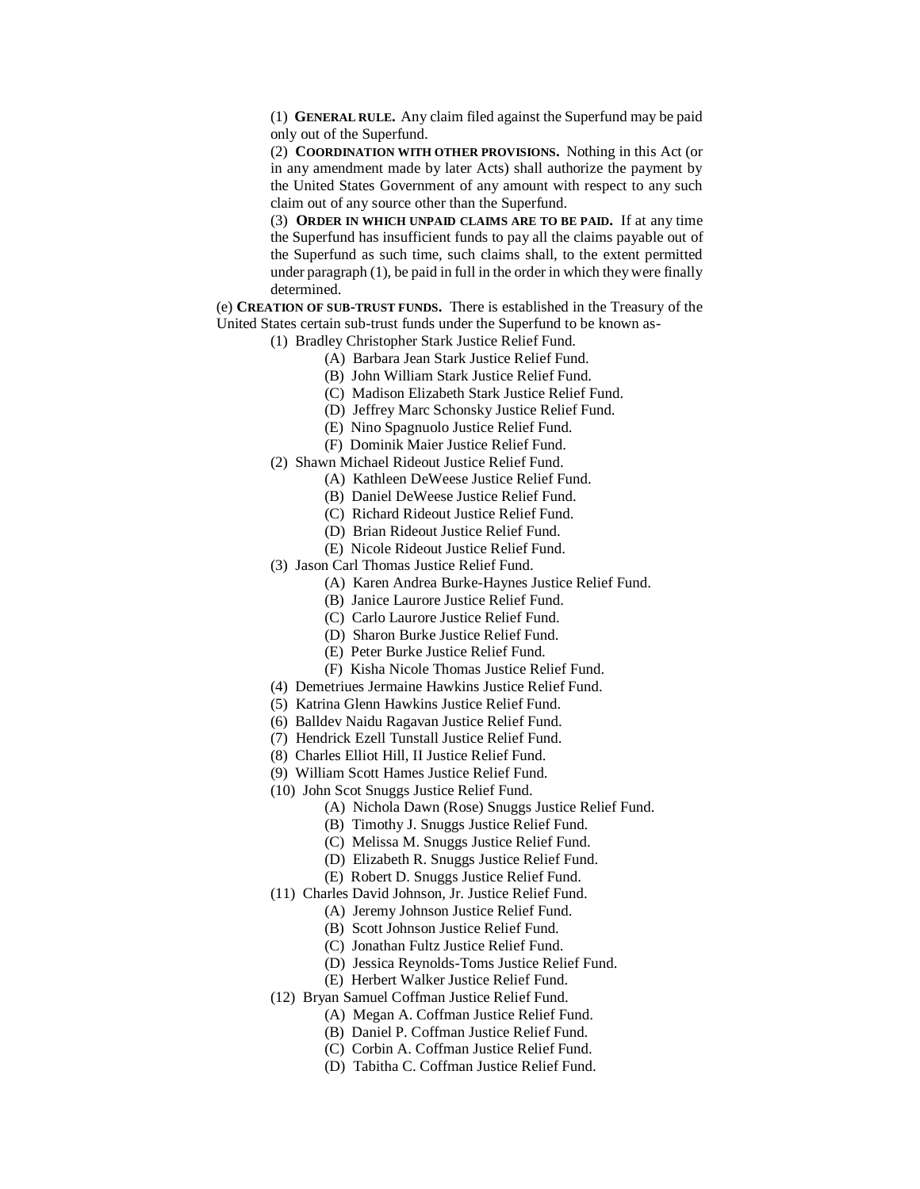(1) **GENERAL RULE.** Any claim filed against the Superfund may be paid only out of the Superfund.

(2) **COORDINATION WITH OTHER PROVISIONS.** Nothing in this Act (or in any amendment made by later Acts) shall authorize the payment by the United States Government of any amount with respect to any such claim out of any source other than the Superfund.

(3) **ORDER IN WHICH UNPAID CLAIMS ARE TO BE PAID.** If at any time the Superfund has insufficient funds to pay all the claims payable out of the Superfund as such time, such claims shall, to the extent permitted under paragraph (1), be paid in full in the order in which they were finally determined.

(e) **CREATION OF SUB-TRUST FUNDS.** There is established in the Treasury of the United States certain sub-trust funds under the Superfund to be known as-

- (1) Bradley Christopher Stark Justice Relief Fund.
  - (A) Barbara Jean Stark Justice Relief Fund.
  - (B) John William Stark Justice Relief Fund.
  - (C) Madison Elizabeth Stark Justice Relief Fund.
  - (D) Jeffrey Marc Schonsky Justice Relief Fund.
  - (E) Nino Spagnuolo Justice Relief Fund.
  - (F) Dominik Maier Justice Relief Fund.
- (2) Shawn Michael Rideout Justice Relief Fund.
  - (A) Kathleen DeWeese Justice Relief Fund.
  - (B) Daniel DeWeese Justice Relief Fund.
  - (C) Richard Rideout Justice Relief Fund.
  - (D) Brian Rideout Justice Relief Fund.
  - (E) Nicole Rideout Justice Relief Fund.
- (3) Jason Carl Thomas Justice Relief Fund.
  - (A) Karen Andrea Burke-Haynes Justice Relief Fund.
  - (B) Janice Laurore Justice Relief Fund.
  - (C) Carlo Laurore Justice Relief Fund.
  - (D) Sharon Burke Justice Relief Fund.
  - (E) Peter Burke Justice Relief Fund.
  - (F) Kisha Nicole Thomas Justice Relief Fund.
- (4) Demetriues Jermaine Hawkins Justice Relief Fund.
- (5) Katrina Glenn Hawkins Justice Relief Fund.
- (6) Balldev Naidu Ragavan Justice Relief Fund.
- (7) Hendrick Ezell Tunstall Justice Relief Fund.
- (8) Charles Elliot Hill, II Justice Relief Fund.
- (9) William Scott Hames Justice Relief Fund.
- (10) John Scot Snuggs Justice Relief Fund.
  - (A) Nichola Dawn (Rose) Snuggs Justice Relief Fund.
  - (B) Timothy J. Snuggs Justice Relief Fund.
  - (C) Melissa M. Snuggs Justice Relief Fund.
  - (D) Elizabeth R. Snuggs Justice Relief Fund.
  - (E) Robert D. Snuggs Justice Relief Fund.
- (11) Charles David Johnson, Jr. Justice Relief Fund.
  - (A) Jeremy Johnson Justice Relief Fund.
  - (B) Scott Johnson Justice Relief Fund.
  - (C) Jonathan Fultz Justice Relief Fund.
  - (D) Jessica Reynolds-Toms Justice Relief Fund.
  - (E) Herbert Walker Justice Relief Fund.
- (12) Bryan Samuel Coffman Justice Relief Fund.
  - (A) Megan A. Coffman Justice Relief Fund.
  - (B) Daniel P. Coffman Justice Relief Fund.
  - (C) Corbin A. Coffman Justice Relief Fund.
  - (D) Tabitha C. Coffman Justice Relief Fund.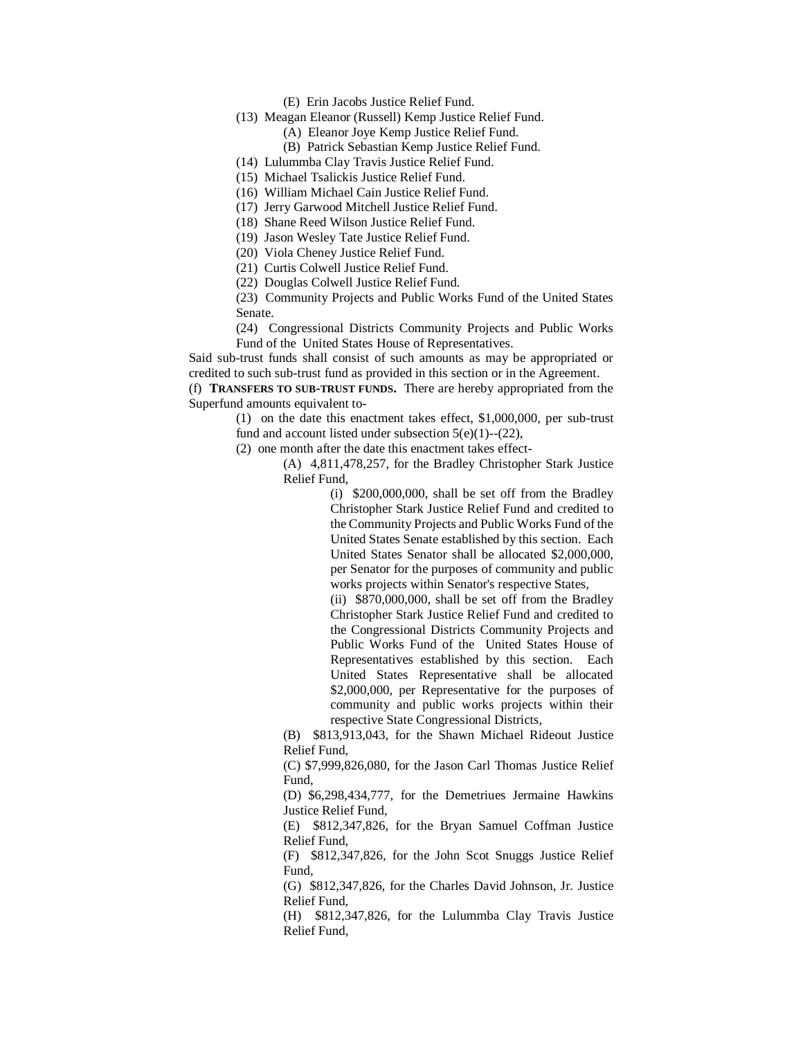(E) Erin Jacobs Justice Relief Fund.

(13) Meagan Eleanor (Russell) Kemp Justice Relief Fund.

(A) Eleanor Joye Kemp Justice Relief Fund.

(B) Patrick Sebastian Kemp Justice Relief Fund.

(14) Lulummba Clay Travis Justice Relief Fund.

(15) Michael Tsalickis Justice Relief Fund.

(16) William Michael Cain Justice Relief Fund.

(17) Jerry Garwood Mitchell Justice Relief Fund.

(18) Shane Reed Wilson Justice Relief Fund.

(19) Jason Wesley Tate Justice Relief Fund.

(20) Viola Cheney Justice Relief Fund.

(21) Curtis Colwell Justice Relief Fund.

(22) Douglas Colwell Justice Relief Fund.

(23) Community Projects and Public Works Fund of the United States Senate.

(24) Congressional Districts Community Projects and Public Works Fund of the United States House of Representatives.

Said sub-trust funds shall consist of such amounts as may be appropriated or credited to such sub-trust fund as provided in this section or in the Agreement.

(f) **TRANSFERS TO SUB-TRUST FUNDS.** There are hereby appropriated from the Superfund amounts equivalent to-

(1) on the date this enactment takes effect, $1,000,000, per sub-trust fund and account listed under subsection 5(e)(1)--(22),

(2) one month after the date this enactment takes effect-

(A) 4,811,478,257, for the Bradley Christopher Stark Justice Relief Fund,

(i) $200,000,000, shall be set off from the Bradley Christopher Stark Justice Relief Fund and credited to the Community Projects and Public Works Fund of the United States Senate established by this section. Each United States Senator shall be allocated $2,000,000, per Senator for the purposes of community and public works projects within Senator's respective States,

(ii) $870,000,000, shall be set off from the Bradley Christopher Stark Justice Relief Fund and credited to the Congressional Districts Community Projects and Public Works Fund of the United States House of Representatives established by this section. Each United States Representative shall be allocated $2,000,000, per Representative for the purposes of community and public works projects within their respective State Congressional Districts,

(B) $813,913,043, for the Shawn Michael Rideout Justice Relief Fund,

(C) $7,999,826,080, for the Jason Carl Thomas Justice Relief Fund,

(D) $6,298,434,777, for the Demetriues Jermaine Hawkins Justice Relief Fund,

(E) $812,347,826, for the Bryan Samuel Coffman Justice Relief Fund,

(F) $812,347,826, for the John Scot Snuggs Justice Relief Fund,

(G) $812,347,826, for the Charles David Johnson, Jr. Justice Relief Fund,

(H) $812,347,826, for the Lulummba Clay Travis Justice Relief Fund,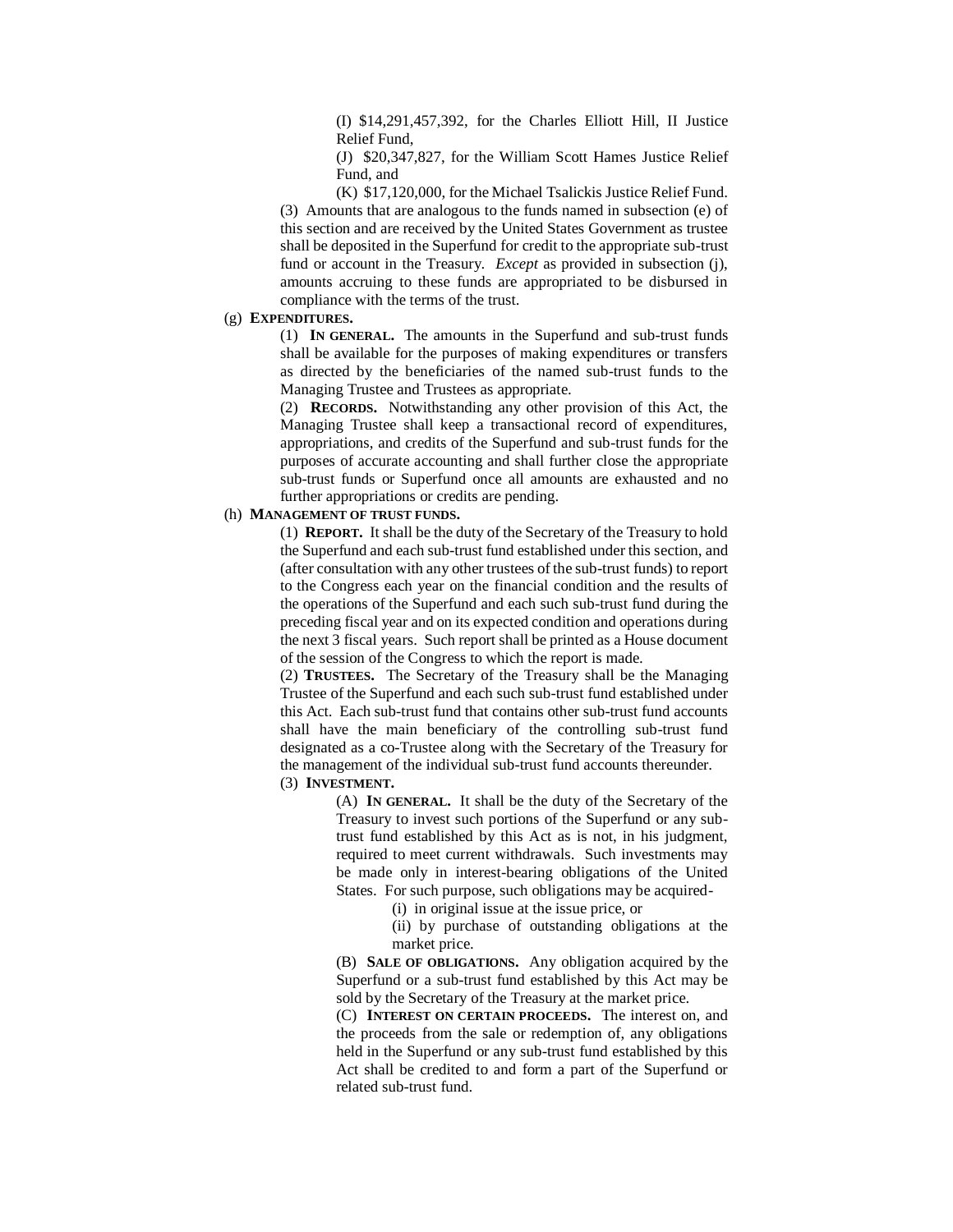(I) $14,291,457,392, for the Charles Elliott Hill, II Justice Relief Fund,

(J) $20,347,827, for the William Scott Hames Justice Relief Fund, and

(K) $17,120,000, for the Michael Tsalickis Justice Relief Fund.

(3) Amounts that are analogous to the funds named in subsection (e) of this section and are received by the United States Government as trustee shall be deposited in the Superfund for credit to the appropriate sub-trust fund or account in the Treasury. *Except* as provided in subsection (j), amounts accruing to these funds are appropriated to be disbursed in compliance with the terms of the trust.

(g) **EXPENDITURES.**

(1) **IN GENERAL.** The amounts in the Superfund and sub-trust funds shall be available for the purposes of making expenditures or transfers as directed by the beneficiaries of the named sub-trust funds to the Managing Trustee and Trustees as appropriate.

(2) **RECORDS.** Notwithstanding any other provision of this Act, the Managing Trustee shall keep a transactional record of expenditures, appropriations, and credits of the Superfund and sub-trust funds for the purposes of accurate accounting and shall further close the appropriate sub-trust funds or Superfund once all amounts are exhausted and no further appropriations or credits are pending.

(h) **MANAGEMENT OF TRUST FUNDS.**

(1) **REPORT.** It shall be the duty of the Secretary of the Treasury to hold the Superfund and each sub-trust fund established under this section, and (after consultation with any other trustees of the sub-trust funds) to report to the Congress each year on the financial condition and the results of the operations of the Superfund and each such sub-trust fund during the preceding fiscal year and on its expected condition and operations during the next 3 fiscal years. Such report shall be printed as a House document of the session of the Congress to which the report is made.

(2) **TRUSTEES.** The Secretary of the Treasury shall be the Managing Trustee of the Superfund and each such sub-trust fund established under this Act. Each sub-trust fund that contains other sub-trust fund accounts shall have the main beneficiary of the controlling sub-trust fund designated as a co-Trustee along with the Secretary of the Treasury for the management of the individual sub-trust fund accounts thereunder.

(3) **INVESTMENT.**

(A) **IN GENERAL.** It shall be the duty of the Secretary of the Treasury to invest such portions of the Superfund or any sub-trust fund established by this Act as is not, in his judgment, required to meet current withdrawals. Such investments may be made only in interest-bearing obligations of the United States. For such purpose, such obligations may be acquired-

(i) in original issue at the issue price, or

(ii) by purchase of outstanding obligations at the market price.

(B) **SALE OF OBLIGATIONS.** Any obligation acquired by the Superfund or a sub-trust fund established by this Act may be sold by the Secretary of the Treasury at the market price.

(C) **INTEREST ON CERTAIN PROCEEDS.** The interest on, and the proceeds from the sale or redemption of, any obligations held in the Superfund or any sub-trust fund established by this Act shall be credited to and form a part of the Superfund or related sub-trust fund.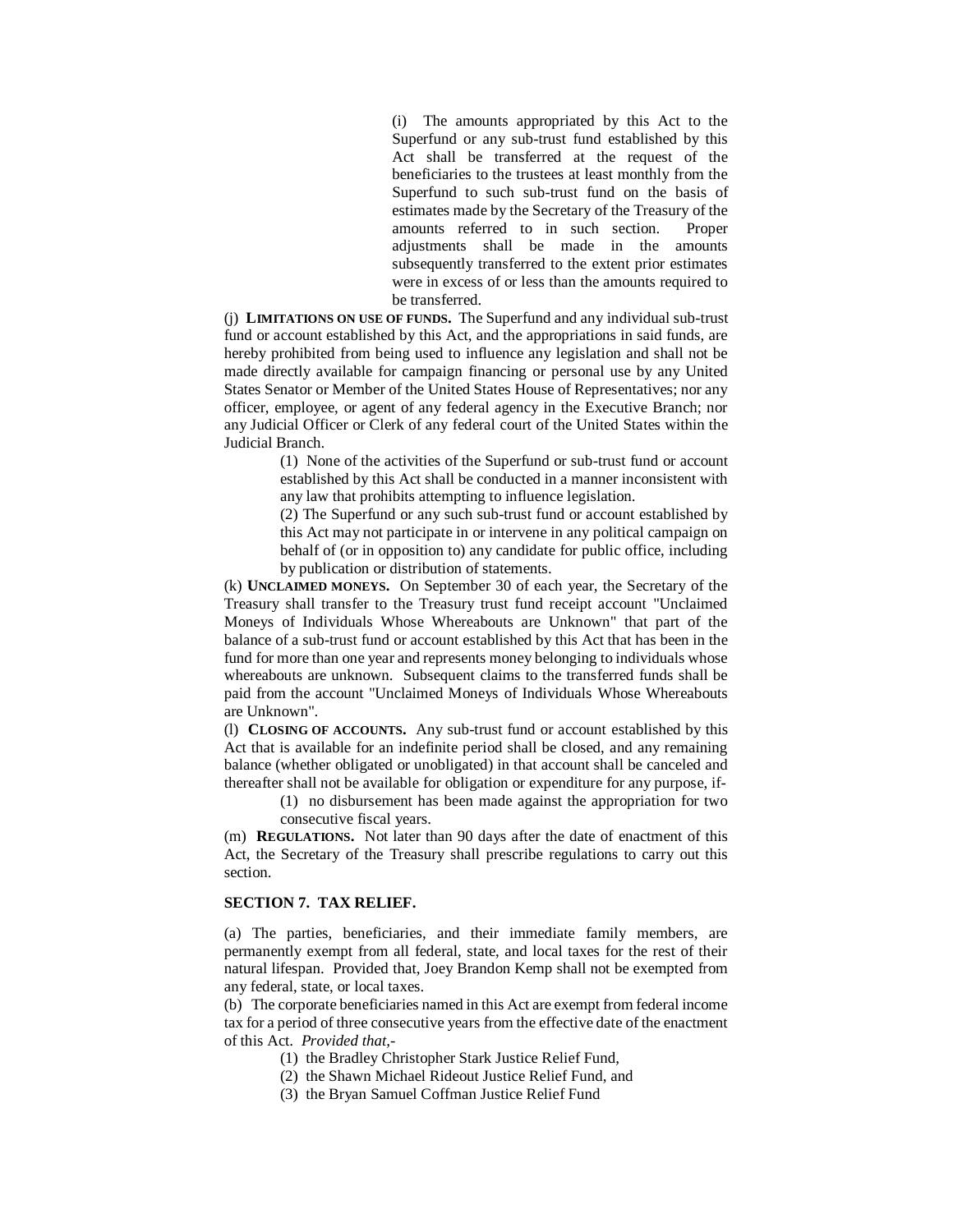(i) The amounts appropriated by this Act to the Superfund or any sub-trust fund established by this Act shall be transferred at the request of the beneficiaries to the trustees at least monthly from the Superfund to such sub-trust fund on the basis of estimates made by the Secretary of the Treasury of the amounts referred to in such section. Proper adjustments shall be made in the amounts subsequently transferred to the extent prior estimates were in excess of or less than the amounts required to be transferred.

(j) **LIMITATIONS ON USE OF FUNDS.** The Superfund and any individual sub-trust fund or account established by this Act, and the appropriations in said funds, are hereby prohibited from being used to influence any legislation and shall not be made directly available for campaign financing or personal use by any United States Senator or Member of the United States House of Representatives; nor any officer, employee, or agent of any federal agency in the Executive Branch; nor any Judicial Officer or Clerk of any federal court of the United States within the Judicial Branch.

(1) None of the activities of the Superfund or sub-trust fund or account established by this Act shall be conducted in a manner inconsistent with any law that prohibits attempting to influence legislation.

(2) The Superfund or any such sub-trust fund or account established by this Act may not participate in or intervene in any political campaign on behalf of (or in opposition to) any candidate for public office, including by publication or distribution of statements.

(k) **UNCLAIMED MONEYS.** On September 30 of each year, the Secretary of the Treasury shall transfer to the Treasury trust fund receipt account "Unclaimed Moneys of Individuals Whose Whereabouts are Unknown" that part of the balance of a sub-trust fund or account established by this Act that has been in the fund for more than one year and represents money belonging to individuals whose whereabouts are unknown. Subsequent claims to the transferred funds shall be paid from the account "Unclaimed Moneys of Individuals Whose Whereabouts are Unknown".

(l) **CLOSING OF ACCOUNTS.** Any sub-trust fund or account established by this Act that is available for an indefinite period shall be closed, and any remaining balance (whether obligated or unobligated) in that account shall be canceled and thereafter shall not be available for obligation or expenditure for any purpose, if-

(1) no disbursement has been made against the appropriation for two consecutive fiscal years.

(m) **REGULATIONS.** Not later than 90 days after the date of enactment of this Act, the Secretary of the Treasury shall prescribe regulations to carry out this section.

**SECTION 7. TAX RELIEF.**

(a) The parties, beneficiaries, and their immediate family members, are permanently exempt from all federal, state, and local taxes for the rest of their natural lifespan. Provided that, Joey Brandon Kemp shall not be exempted from any federal, state, or local taxes.

(b) The corporate beneficiaries named in this Act are exempt from federal income tax for a period of three consecutive years from the effective date of the enactment of this Act. *Provided that*,-

(1) the Bradley Christopher Stark Justice Relief Fund,

(2) the Shawn Michael Rideout Justice Relief Fund, and

(3) the Bryan Samuel Coffman Justice Relief Fund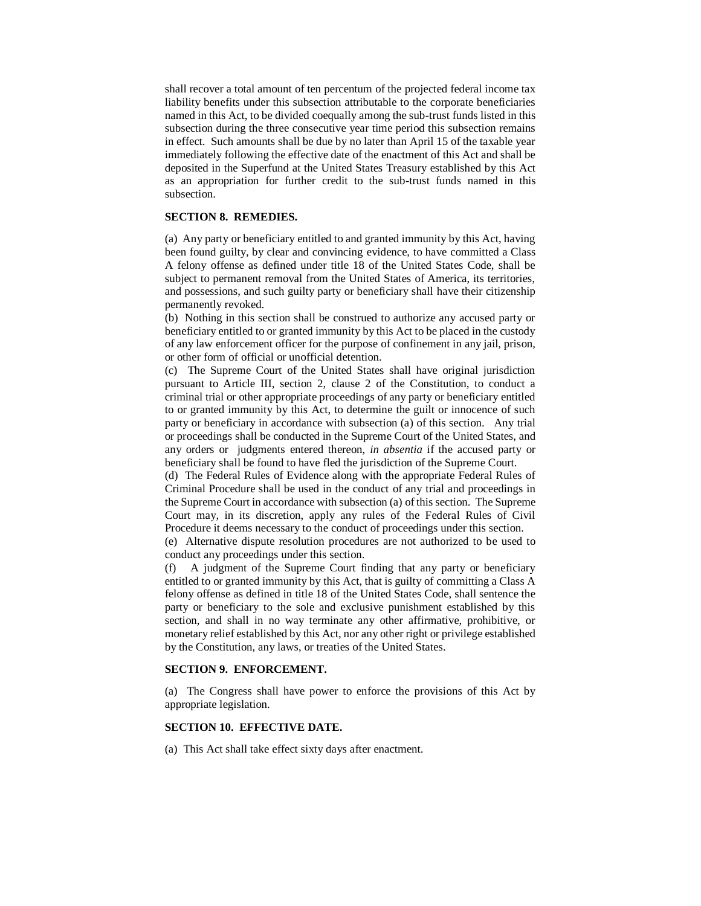shall recover a total amount of ten percentum of the projected federal income tax liability benefits under this subsection attributable to the corporate beneficiaries named in this Act, to be divided coequally among the sub-trust funds listed in this subsection during the three consecutive year time period this subsection remains in effect. Such amounts shall be due by no later than April 15 of the taxable year immediately following the effective date of the enactment of this Act and shall be deposited in the Superfund at the United States Treasury established by this Act as an appropriation for further credit to the sub-trust funds named in this subsection.

**SECTION 8. REMEDIES.**

(a) Any party or beneficiary entitled to and granted immunity by this Act, having been found guilty, by clear and convincing evidence, to have committed a Class A felony offense as defined under title 18 of the United States Code, shall be subject to permanent removal from the United States of America, its territories, and possessions, and such guilty party or beneficiary shall have their citizenship permanently revoked.

(b) Nothing in this section shall be construed to authorize any accused party or beneficiary entitled to or granted immunity by this Act to be placed in the custody of any law enforcement officer for the purpose of confinement in any jail, prison, or other form of official or unofficial detention.

(c) The Supreme Court of the United States shall have original jurisdiction pursuant to Article III, section 2, clause 2 of the Constitution, to conduct a criminal trial or other appropriate proceedings of any party or beneficiary entitled to or granted immunity by this Act, to determine the guilt or innocence of such party or beneficiary in accordance with subsection (a) of this section. Any trial or proceedings shall be conducted in the Supreme Court of the United States, and any orders or judgments entered thereon, *in absentia* if the accused party or beneficiary shall be found to have fled the jurisdiction of the Supreme Court.

(d) The Federal Rules of Evidence along with the appropriate Federal Rules of Criminal Procedure shall be used in the conduct of any trial and proceedings in the Supreme Court in accordance with subsection (a) of this section. The Supreme Court may, in its discretion, apply any rules of the Federal Rules of Civil Procedure it deems necessary to the conduct of proceedings under this section.

(e) Alternative dispute resolution procedures are not authorized to be used to conduct any proceedings under this section.

(f) A judgment of the Supreme Court finding that any party or beneficiary entitled to or granted immunity by this Act, that is guilty of committing a Class A felony offense as defined in title 18 of the United States Code, shall sentence the party or beneficiary to the sole and exclusive punishment established by this section, and shall in no way terminate any other affirmative, prohibitive, or monetary relief established by this Act, nor any other right or privilege established by the Constitution, any laws, or treaties of the United States.

**SECTION 9. ENFORCEMENT.**

(a) The Congress shall have power to enforce the provisions of this Act by appropriate legislation.

**SECTION 10. EFFECTIVE DATE.**

(a) This Act shall take effect sixty days after enactment.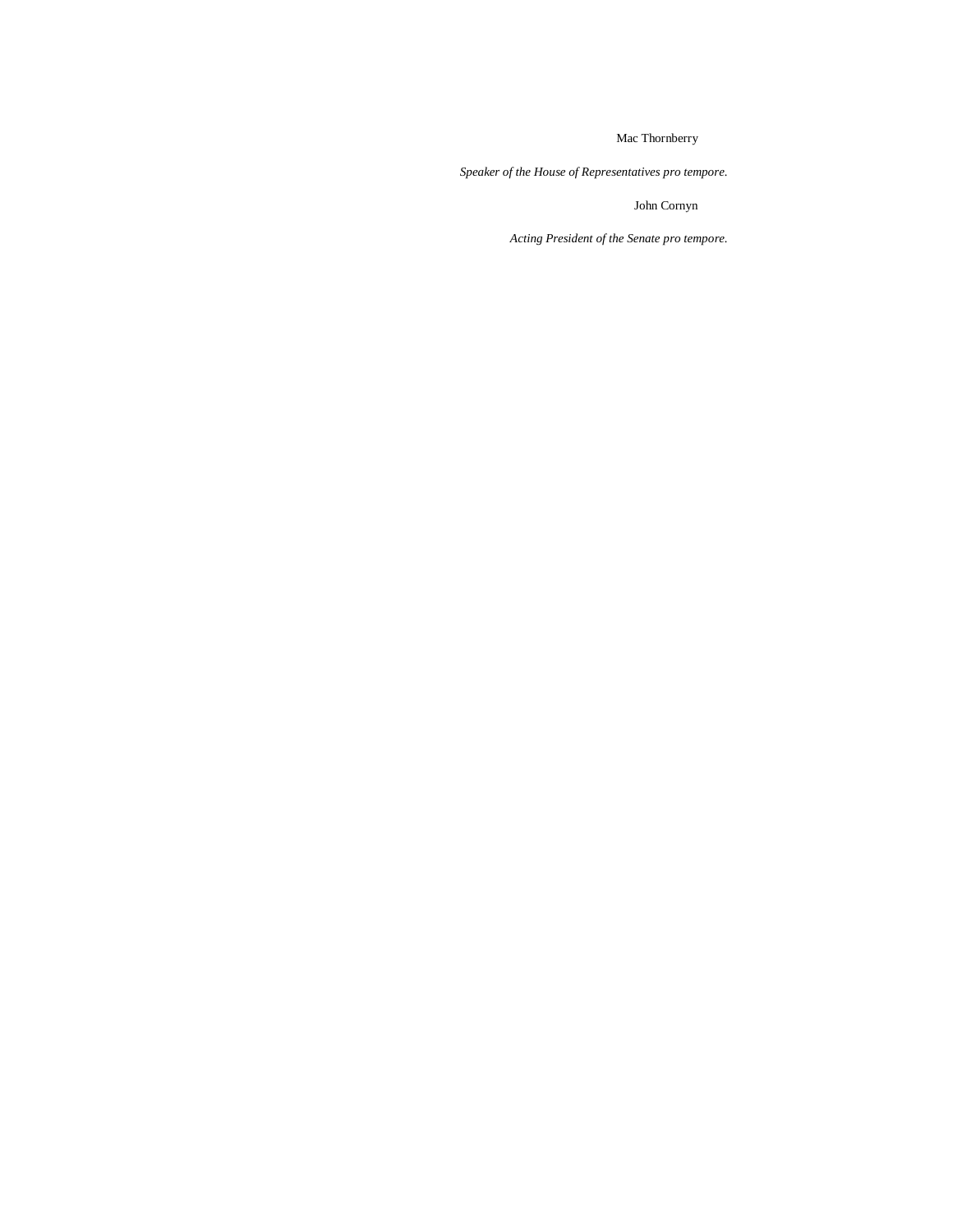Mac Thornberry

*Speaker of the House of Representatives pro tempore.*

John Cornyn

*Acting President of the Senate pro tempore.*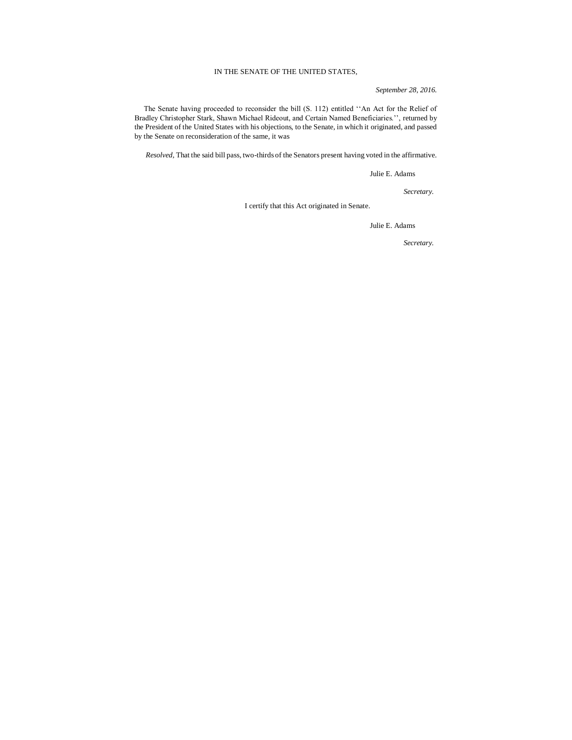IN THE SENATE OF THE UNITED STATES,

*September 28, 2016.*

The Senate having proceeded to reconsider the bill (S. 112) entitled ''An Act for the Relief of Bradley Christopher Stark, Shawn Michael Rideout, and Certain Named Beneficiaries.'', returned by the President of the United States with his objections, to the Senate, in which it originated, and passed by the Senate on reconsideration of the same, it was

*Resolved*, That the said bill pass, two-thirds of the Senators present having voted in the affirmative.

Julie E. Adams

*Secretary.*

I certify that this Act originated in Senate.

Julie E. Adams

*Secretary.*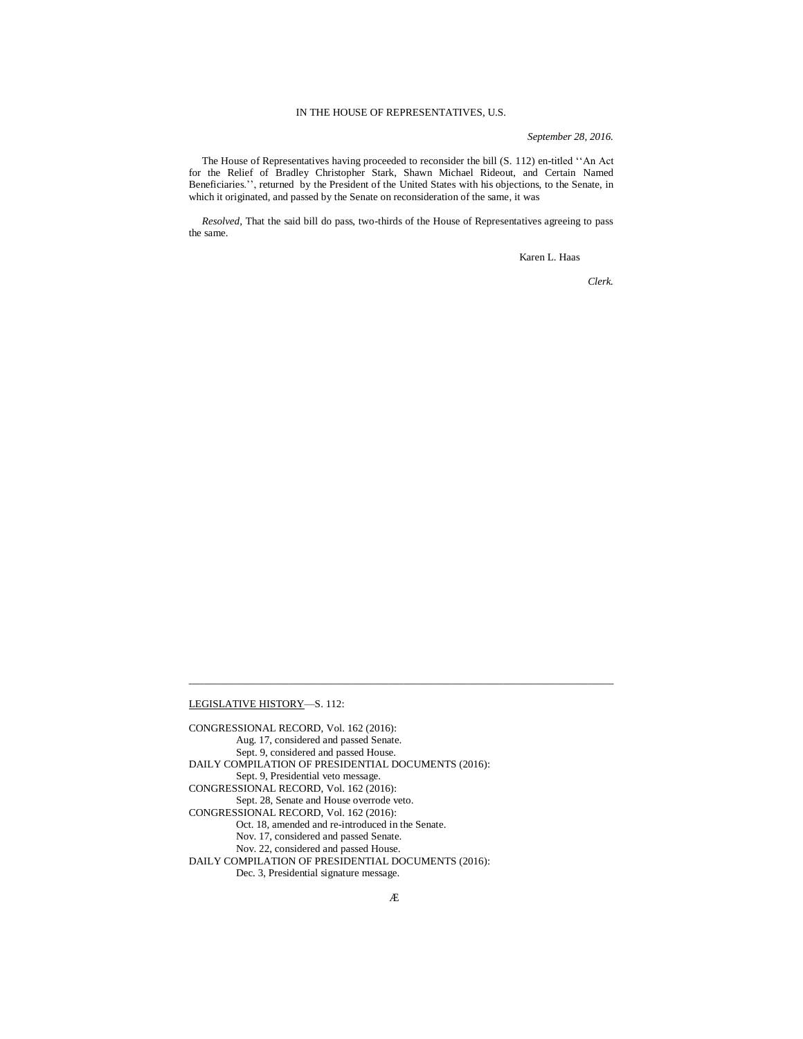IN THE HOUSE OF REPRESENTATIVES, U.S.

*September 28, 2016.*

The House of Representatives having proceeded to reconsider the bill (S. 112) en-titled ''An Act for the Relief of Bradley Christopher Stark, Shawn Michael Rideout, and Certain Named Beneficiaries.'', returned by the President of the United States with his objections, to the Senate, in which it originated, and passed by the Senate on reconsideration of the same, it was

*Resolved,* That the said bill do pass, two-thirds of the House of Representatives agreeing to pass the same.

Karen L. Haas

*Clerk.*

---

LEGISLATIVE HISTORY—S. 112:

CONGRESSIONAL RECORD, Vol. 162 (2016):
Aug. 17, considered and passed Senate.
Sept. 9, considered and passed House.
DAILY COMPILATION OF PRESIDENTIAL DOCUMENTS (2016):
Sept. 9, Presidential veto message.
CONGRESSIONAL RECORD, Vol. 162 (2016):
Sept. 28, Senate and House overrode veto.
CONGRESSIONAL RECORD, Vol. 162 (2016):
Oct. 18, amended and re-introduced in the Senate.
Nov. 17, considered and passed Senate.
Nov. 22, considered and passed House.
DAILY COMPILATION OF PRESIDENTIAL DOCUMENTS (2016):
Dec. 3, Presidential signature message.

Æ